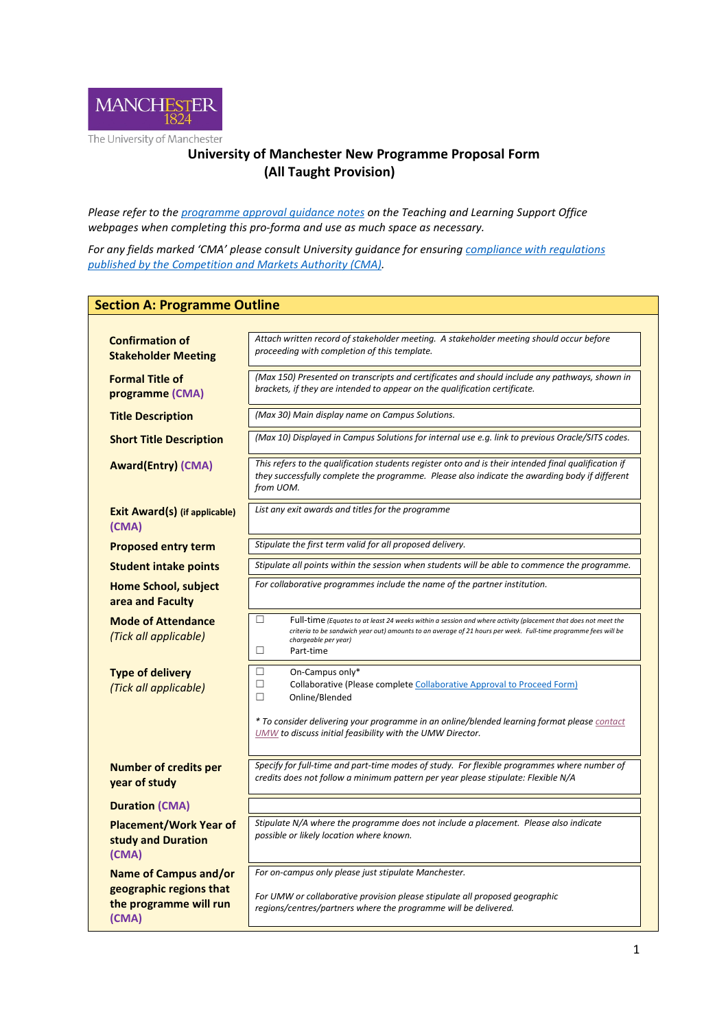MANCHESTER 1824

The University of Manchester

# University of Manchester New Programme Proposal Form
## (All Taught Provision)

*Please refer to the [programme approval guidance notes]() on the Teaching and Learning Support Office webpages when completing this pro-forma and use as much space as necessary.*

*For any fields marked 'CMA' please consult University guidance for ensuring [compliance with regulations published by the Competition and Markets Authority (CMA)]().*

## Section A: Programme Outline

| | |
|---|---|
| **Confirmation of Stakeholder Meeting** | *Attach written record of stakeholder meeting. A stakeholder meeting should occur before proceeding with completion of this template.* |
| **Formal Title of programme (CMA)** | *(Max 150) Presented on transcripts and certificates and should include any pathways, shown in brackets, if they are intended to appear on the qualification certificate.* |
| **Title Description** | *(Max 30) Main display name on Campus Solutions.* |
| **Short Title Description** | *(Max 10) Displayed in Campus Solutions for internal use e.g. link to previous Oracle/SITS codes.* |
| **Award(Entry) (CMA)** | *This refers to the qualification students register onto and is their intended final qualification if they successfully complete the programme. Please also indicate the awarding body if different from UOM.* |
| **Exit Award(s) (if applicable) (CMA)** | *List any exit awards and titles for the programme* |
| **Proposed entry term** | *Stipulate the first term valid for all proposed delivery.* |
| **Student intake points** | *Stipulate all points within the session when students will be able to commence the programme.* |
| **Home School, subject area and Faculty** | *For collaborative programmes include the name of the partner institution.* |
| **Mode of Attendance** *(Tick all applicable)* | ☐ Full-time *(Equates to at least 24 weeks within a session and where activity (placement that does not meet the criteria to be sandwich year out) amounts to an average of 21 hours per week. Full-time programme fees will be chargeable per year)*<br>☐ Part-time |
| **Type of delivery** *(Tick all applicable)* | ☐ On-Campus only*<br>☐ Collaborative (Please complete [Collaborative Approval to Proceed Form]())<br>☐ Online/Blended<br><br>*\* To consider delivering your programme in an online/blended learning format please [contact UMW]() to discuss initial feasibility with the UMW Director.* |
| **Number of credits per year of study** | *Specify for full-time and part-time modes of study. For flexible programmes where number of credits does not follow a minimum pattern per year please stipulate: Flexible N/A* |
| **Duration (CMA)** | |
| **Placement/Work Year of study and Duration (CMA)** | *Stipulate N/A where the programme does not include a placement. Please also indicate possible or likely location where known.* |
| **Name of Campus and/or geographic regions that the programme will run (CMA)** | *For on-campus only please just stipulate Manchester.*<br><br>*For UMW or collaborative provision please stipulate all proposed geographic regions/centres/partners where the programme will be delivered.* |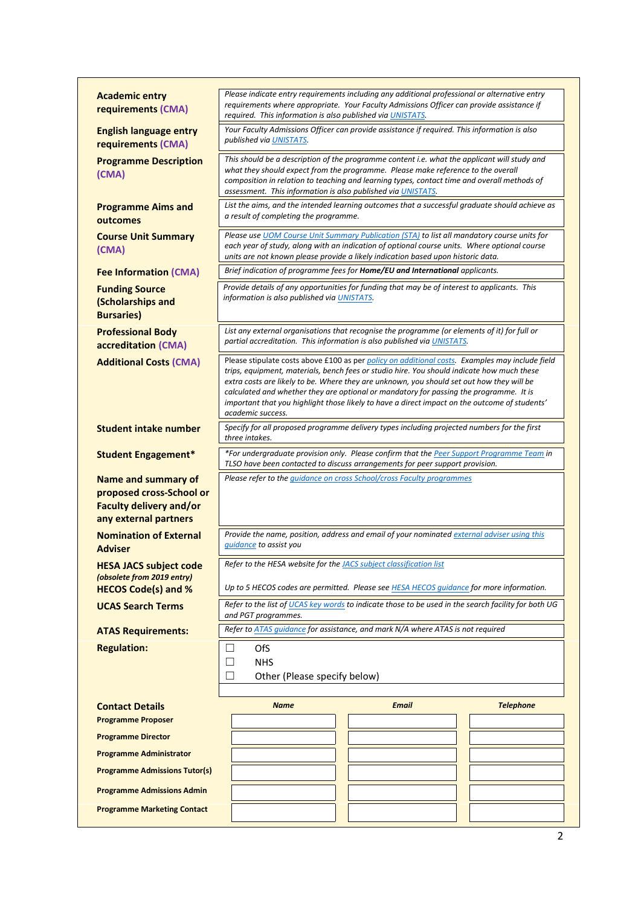| | |
|---|---|
| **Academic entry requirements (CMA)** | *Please indicate entry requirements including any additional professional or alternative entry requirements where appropriate. Your Faculty Admissions Officer can provide assistance if required. This information is also published via UNISTATS.* |
| **English language entry requirements (CMA)** | *Your Faculty Admissions Officer can provide assistance if required. This information is also published via UNISTATS.* |
| **Programme Description (CMA)** | *This should be a description of the programme content i.e. what the applicant will study and what they should expect from the programme. Please make reference to the overall composition in relation to teaching and learning types, contact time and overall methods of assessment. This information is also published via UNISTATS.* |
| **Programme Aims and outcomes** | *List the aims, and the intended learning outcomes that a successful graduate should achieve as a result of completing the programme.* |
| **Course Unit Summary (CMA)** | *Please use UOM Course Unit Summary Publication (STA) to list all mandatory course units for each year of study, along with an indication of optional course units. Where optional course units are not known please provide a likely indication based upon historic data.* |
| **Fee Information (CMA)** | *Brief indication of programme fees for **Home/EU and International** applicants.* |
| **Funding Source (Scholarships and Bursaries)** | *Provide details of any opportunities for funding that may be of interest to applicants. This information is also published via UNISTATS.* |
| **Professional Body accreditation (CMA)** | *List any external organisations that recognise the programme (or elements of it) for full or partial accreditation. This information is also published via UNISTATS.* |
| **Additional Costs (CMA)** | Please stipulate costs above £100 as per *policy on additional costs. Examples may include field trips, equipment, materials, bench fees or studio hire. You should indicate how much these extra costs are likely to be. Where they are unknown, you should set out how they will be calculated and whether they are optional or mandatory for passing the programme. It is important that you highlight those likely to have a direct impact on the outcome of students' academic success.* |
| **Student intake number** | *Specify for all proposed programme delivery types including projected numbers for the first three intakes.* |
| **Student Engagement*** | *\*For undergraduate provision only. Please confirm that the Peer Support Programme Team in TLSO have been contacted to discuss arrangements for peer support provision.* |
| **Name and summary of proposed cross-School or Faculty delivery and/or any external partners** | *Please refer to the guidance on cross School/cross Faculty programmes* |
| **Nomination of External Adviser** | *Provide the name, position, address and email of your nominated external adviser using this guidance to assist you* |
| **HESA JACS subject code** ***(obsolete from 2019 entry)*** | *Refer to the HESA website for the JACS subject classification list* |
| **HECOS Code(s) and %** | *Up to 5 HECOS codes are permitted. Please see HESA HECOS guidance for more information.* |
| **UCAS Search Terms** | *Refer to the list of UCAS key words to indicate those to be used in the search facility for both UG and PGT programmes.* |
| **ATAS Requirements:** | *Refer to ATAS guidance for assistance, and mark N/A where ATAS is not required* |
| **Regulation:** | ☐ OfS<br>☐ NHS<br>☐ Other (Please specify below) |

| **Contact Details** | ***Name*** | ***Email*** | ***Telephone*** |
|---|---|---|---|
| **Programme Proposer** | | | |
| **Programme Director** | | | |
| **Programme Administrator** | | | |
| **Programme Admissions Tutor(s)** | | | |
| **Programme Admissions Admin** | | | |
| **Programme Marketing Contact** | | | |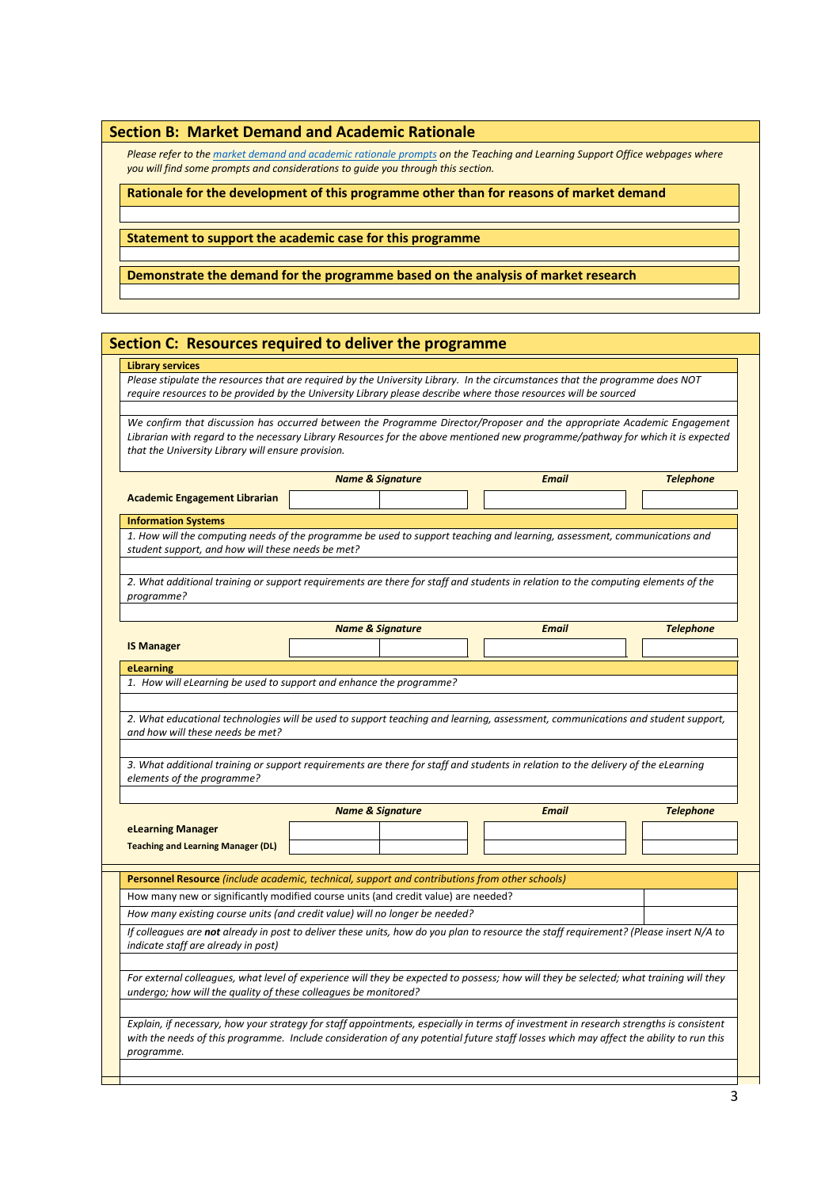## Section B: Market Demand and Academic Rationale

*Please refer to the [market demand and academic rationale prompts](#) on the Teaching and Learning Support Office webpages where you will find some prompts and considerations to guide you through this section.*

**Rationale for the development of this programme other than for reasons of market demand**

**Statement to support the academic case for this programme**

**Demonstrate the demand for the programme based on the analysis of market research**

## Section C: Resources required to deliver the programme

**Library services**

*Please stipulate the resources that are required by the University Library. In the circumstances that the programme does NOT require resources to be provided by the University Library please describe where those resources will be sourced*

*We confirm that discussion has occurred between the Programme Director/Proposer and the appropriate Academic Engagement Librarian with regard to the necessary Library Resources for the above mentioned new programme/pathway for which it is expected that the University Library will ensure provision.*

| | Name & Signature | | Email | Telephone |
|---|---|---|---|---|
| **Academic Engagement Librarian** | | | | |

**Information Systems**

*1. How will the computing needs of the programme be used to support teaching and learning, assessment, communications and student support, and how will these needs be met?*

*2. What additional training or support requirements are there for staff and students in relation to the computing elements of the programme?*

| | Name & Signature | | Email | Telephone |
|---|---|---|---|---|
| **IS Manager** | | | | |

**eLearning**

*1. How will eLearning be used to support and enhance the programme?*

*2. What educational technologies will be used to support teaching and learning, assessment, communications and student support, and how will these needs be met?*

*3. What additional training or support requirements are there for staff and students in relation to the delivery of the eLearning elements of the programme?*

| | Name & Signature | | Email | Telephone |
|---|---|---|---|---|
| **eLearning Manager** | | | | |
| **Teaching and Learning Manager (DL)** | | | | |

**Personnel Resource** *(include academic, technical, support and contributions from other schools)*

| | |
|---|---|
| How many new or significantly modified course units (and credit value) are needed? | |
| *How many existing course units (and credit value) will no longer be needed?* | |

*If colleagues are **not** already in post to deliver these units, how do you plan to resource the staff requirement? (Please insert N/A to indicate staff are already in post)*

*For external colleagues, what level of experience will they be expected to possess; how will they be selected; what training will they undergo; how will the quality of these colleagues be monitored?*

*Explain, if necessary, how your strategy for staff appointments, especially in terms of investment in research strengths is consistent with the needs of this programme. Include consideration of any potential future staff losses which may affect the ability to run this programme.*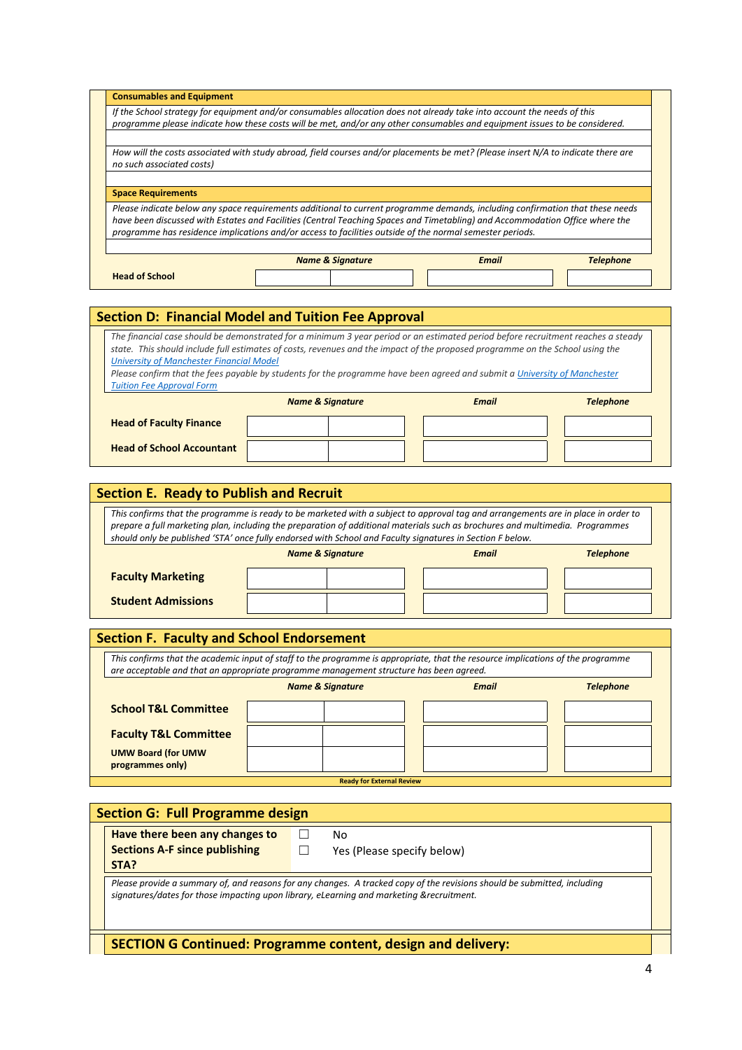### Consumables and Equipment

*If the School strategy for equipment and/or consumables allocation does not already take into account the needs of this programme please indicate how these costs will be met, and/or any other consumables and equipment issues to be considered.*

*How will the costs associated with study abroad, field courses and/or placements be met? (Please insert N/A to indicate there are no such associated costs)*

### Space Requirements

*Please indicate below any space requirements additional to current programme demands, including confirmation that these needs have been discussed with Estates and Facilities (Central Teaching Spaces and Timetabling) and Accommodation Office where the programme has residence implications and/or access to facilities outside of the normal semester periods.*

| | ***Name & Signature*** | | ***Email*** | ***Telephone*** |
|---|---|---|---|---|
| **Head of School** | | | | |

## Section D: Financial Model and Tuition Fee Approval

*The financial case should be demonstrated for a minimum 3 year period or an estimated period before recruitment reaches a steady state. This should include full estimates of costs, revenues and the impact of the proposed programme on the School using the [University of Manchester Financial Model](#)*

*Please confirm that the fees payable by students for the programme have been agreed and submit a [University of Manchester Tuition Fee Approval Form](#)*

| | ***Name & Signature*** | | ***Email*** | ***Telephone*** |
|---|---|---|---|---|
| **Head of Faculty Finance** | | | | |
| **Head of School Accountant** | | | | |

## Section E. Ready to Publish and Recruit

*This confirms that the programme is ready to be marketed with a subject to approval tag and arrangements are in place in order to prepare a full marketing plan, including the preparation of additional materials such as brochures and multimedia. Programmes should only be published 'STA' once fully endorsed with School and Faculty signatures in Section F below.*

| | ***Name & Signature*** | | ***Email*** | ***Telephone*** |
|---|---|---|---|---|
| **Faculty Marketing** | | | | |
| **Student Admissions** | | | | |

## Section F. Faculty and School Endorsement

*This confirms that the academic input of staff to the programme is appropriate, that the resource implications of the programme are acceptable and that an appropriate programme management structure has been agreed.*

| | ***Name & Signature*** | | ***Email*** | ***Telephone*** |
|---|---|---|---|---|
| **School T&L Committee** | | | | |
| **Faculty T&L Committee** | | | | |
| **UMW Board (for UMW programmes only)** | | | | |

**Ready for External Review**

## Section G: Full Programme design

**Have there been any changes to Sections A-F since publishing STA?**

☐ No

☐ Yes (Please specify below)

*Please provide a summary of, and reasons for any changes. A tracked copy of the revisions should be submitted, including signatures/dates for those impacting upon library, eLearning and marketing &recruitment.*

## SECTION G Continued: Programme content, design and delivery: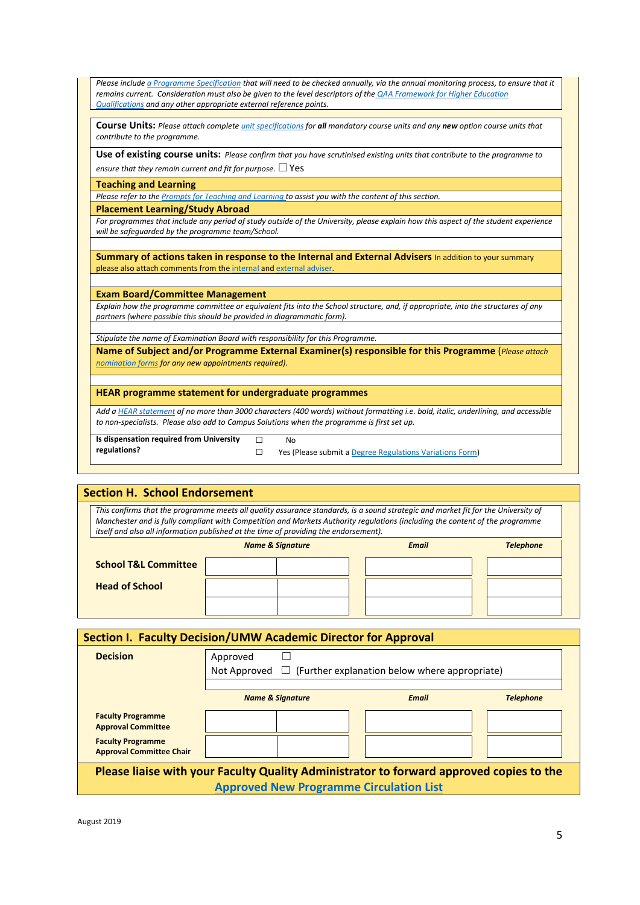*Please include a Programme Specification that will need to be checked annually, via the annual monitoring process, to ensure that it remains current. Consideration must also be given to the level descriptors of the QAA Framework for Higher Education Qualifications and any other appropriate external reference points.*

**Course Units:** *Please attach complete unit specifications for **all** mandatory course units and any **new** option course units that contribute to the programme.*

**Use of existing course units:** *Please confirm that you have scrutinised existing units that contribute to the programme to ensure that they remain current and fit for purpose.* ☐ Yes

**Teaching and Learning**

*Please refer to the Prompts for Teaching and Learning to assist you with the content of this section.*

**Placement Learning/Study Abroad**

*For programmes that include any period of study outside of the University, please explain how this aspect of the student experience will be safeguarded by the programme team/School.*

**Summary of actions taken in response to the Internal and External Advisers** In addition to your summary please also attach comments from the internal and external adviser.

**Exam Board/Committee Management**

*Explain how the programme committee or equivalent fits into the School structure, and, if appropriate, into the structures of any partners (where possible this should be provided in diagrammatic form).*

*Stipulate the name of Examination Board with responsibility for this Programme.*

**Name of Subject and/or Programme External Examiner(s) responsible for this Programme** (*Please attach nomination forms for any new appointments required).*

**HEAR programme statement for undergraduate programmes**

*Add a HEAR statement of no more than 3000 characters (400 words) without formatting i.e. bold, italic, underlining, and accessible to non-specialists. Please also add to Campus Solutions when the programme is first set up.*

**Is dispensation required from University regulations?**
☐ No
☐ Yes (Please submit a Degree Regulations Variations Form)

## Section H. School Endorsement

*This confirms that the programme meets all quality assurance standards, is a sound strategic and market fit for the University of Manchester and is fully compliant with Competition and Markets Authority regulations (including the content of the programme itself and also all information published at the time of providing the endorsement).*

| | *Name & Signature* | | *Email* | *Telephone* |
|---|---|---|---|---|
| **School T&L Committee** | | | | |
| **Head of School** | | | | |
| | | | | |

## Section I. Faculty Decision/UMW Academic Director for Approval

**Decision**

Approved ☐
Not Approved ☐ (Further explanation below where appropriate)

| | *Name & Signature* | | *Email* | *Telephone* |
|---|---|---|---|---|
| **Faculty Programme Approval Committee** | | | | |
| **Faculty Programme Approval Committee Chair** | | | | |

**Please liaise with your Faculty Quality Administrator to forward approved copies to the Approved New Programme Circulation List**

August 2019